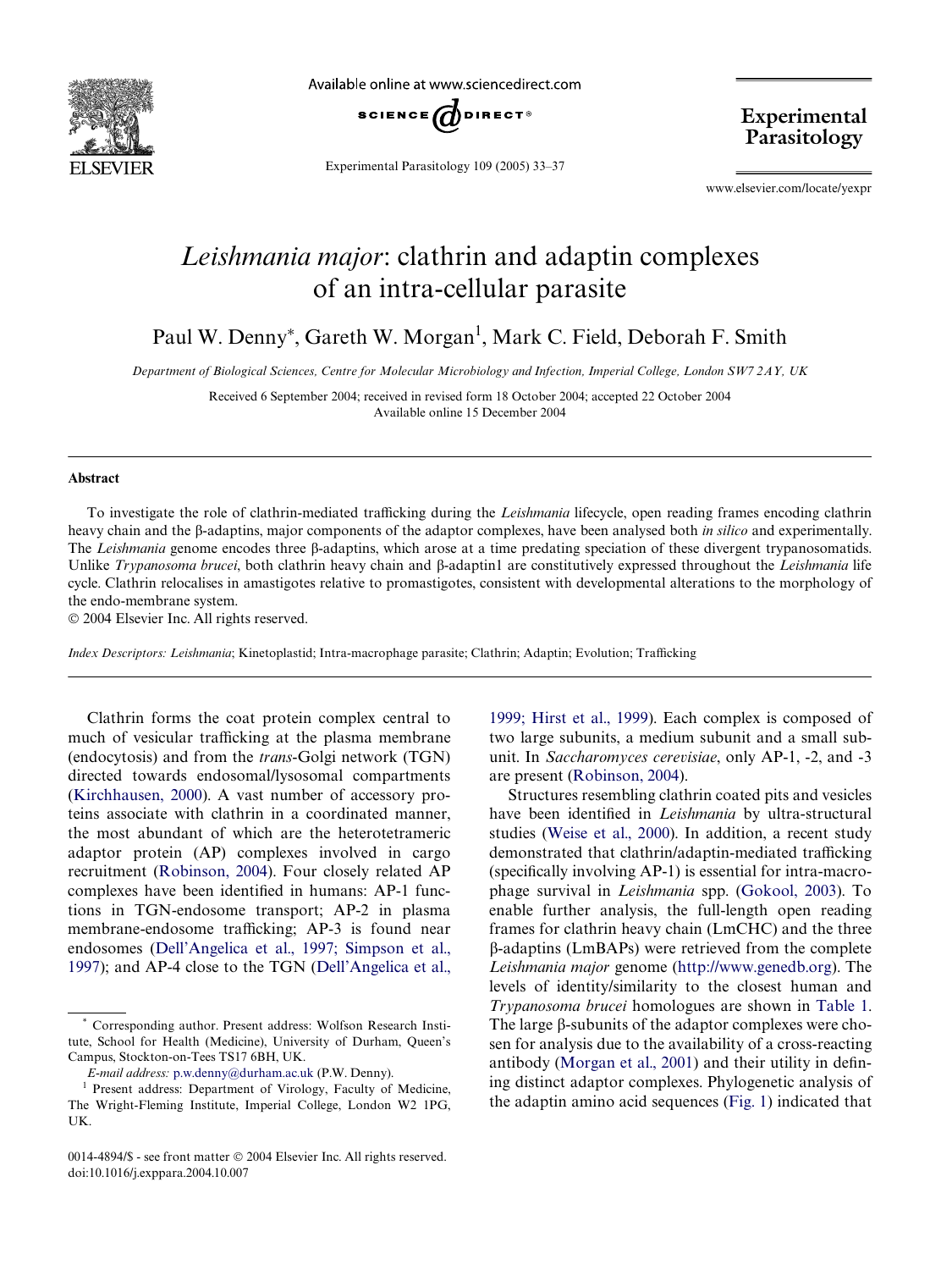# *Leishmania major*: clathrin and adaptin complexes of an intra-cellular parasite

Paul W. Denny*, Gareth W. Morgan[1], Mark C. Field, Deborah F. Smith

*Department of Biological Sciences, Centre for Molecular Microbiology and Infection, Imperial College, London SW7 2AY, UK*

Received 6 September 2004; received in revised form 18 October 2004; accepted 22 October 2004
Available online 15 December 2004

## Abstract

To investigate the role of clathrin-mediated trafficking during the *Leishmania* lifecycle, open reading frames encoding clathrin heavy chain and the β-adaptins, major components of the adaptor complexes, have been analysed both *in silico* and experimentally. The *Leishmania* genome encodes three β-adaptins, which arose at a time predating speciation of these divergent trypanosomatids. Unlike *Trypanosoma brucei*, both clathrin heavy chain and β-adaptin1 are constitutively expressed throughout the *Leishmania* life cycle. Clathrin relocalises in amastigotes relative to promastigotes, consistent with developmental alterations to the morphology of the endo-membrane system.

© 2004 Elsevier Inc. All rights reserved.

*Index Descriptors:* *Leishmania*; Kinetoplastid; Intra-macrophage parasite; Clathrin; Adaptin; Evolution; Trafficking

Clathrin forms the coat protein complex central to much of vesicular trafficking at the plasma membrane (endocytosis) and from the *trans*-Golgi network (TGN) directed towards endosomal/lysosomal compartments (Kirchhausen, 2000). A vast number of accessory proteins associate with clathrin in a coordinated manner, the most abundant of which are the heterotetrameric adaptor protein (AP) complexes involved in cargo recruitment (Robinson, 2004). Four closely related AP complexes have been identified in humans: AP-1 functions in TGN-endosome transport; AP-2 in plasma membrane-endosome trafficking; AP-3 is found near endosomes (Dell'Angelica et al., 1997; Simpson et al., 1997); and AP-4 close to the TGN (Dell'Angelica et al., 1999; Hirst et al., 1999). Each complex is composed of two large subunits, a medium subunit and a small subunit. In *Saccharomyces cerevisiae*, only AP-1, -2, and -3 are present (Robinson, 2004).

Structures resembling clathrin coated pits and vesicles have been identified in *Leishmania* by ultra-structural studies (Weise et al., 2000). In addition, a recent study demonstrated that clathrin/adaptin-mediated trafficking (specifically involving AP-1) is essential for intra-macrophage survival in *Leishmania* spp. (Gokool, 2003). To enable further analysis, the full-length open reading frames for clathrin heavy chain (LmCHC) and the three β-adaptins (LmBAPs) were retrieved from the complete *Leishmania major* genome (http://www.genedb.org). The levels of identity/similarity to the closest human and *Trypanosoma brucei* homologues are shown in Table 1. The large β-subunits of the adaptor complexes were chosen for analysis due to the availability of a cross-reacting antibody (Morgan et al., 2001) and their utility in defining distinct adaptor complexes. Phylogenetic analysis of the adaptin amino acid sequences (Fig. 1) indicated that

---

* Corresponding author. Present address: Wolfson Research Institute, School for Health (Medicine), University of Durham, Queen's Campus, Stockton-on-Tees TS17 6BH, UK.
*E-mail address:* p.w.denny@durham.ac.uk (P.W. Denny).

[1] Present address: Department of Virology, Faculty of Medicine, The Wright-Fleming Institute, Imperial College, London W2 1PG, UK.

0014-4894/$ - see front matter © 2004 Elsevier Inc. All rights reserved.
doi:10.1016/j.exppara.2004.10.007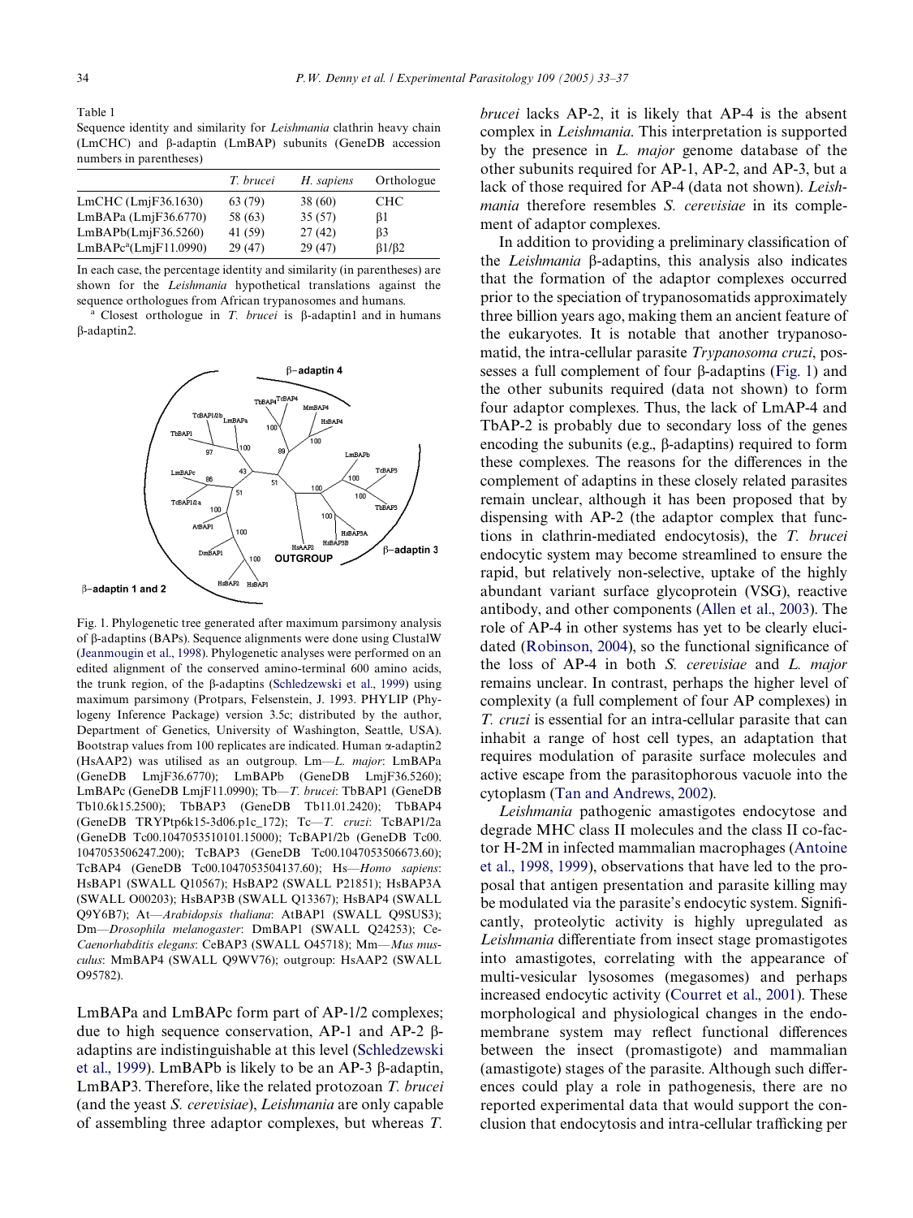Table 1
Sequence identity and similarity for *Leishmania* clathrin heavy chain (LmCHC) and β-adaptin (LmBAP) subunits (GeneDB accession numbers in parentheses)

| | *T. brucei* | *H. sapiens* | Orthologue |
|---|---|---|---|
| LmCHC (LmjF36.1630) | 63 (79) | 38 (60) | CHC |
| LmBAPa (LmjF36.6770) | 58 (63) | 35 (57) | β1 |
| LmBAPb(LmjF36.5260) | 41 (59) | 27 (42) | β3 |
| LmBAPc[a](LmjF11.0990) | 29 (47) | 29 (47) | β1/β2 |

In each case, the percentage identity and similarity (in parentheses) are shown for the *Leishmania* hypothetical translations against the sequence orthologues from African trypanosomes and humans.
[a] Closest orthologue in *T. brucei* is β-adaptin1 and in humans β-adaptin2.

Fig. 1. Phylogenetic tree generated after maximum parsimony analysis of β-adaptins (BAPs). Sequence alignments were done using ClustalW (Jeanmougin et al., 1998). Phylogenetic analyses were performed on an edited alignment of the conserved amino-terminal 600 amino acids, the trunk region, of the β-adaptins (Schledzewski et al., 1999) using maximum parsimony (Protpars, Felsenstein, J. 1993. PHYLIP (Phylogeny Inference Package) version 3.5c; distributed by the author, Department of Genetics, University of Washington, Seattle, USA). Bootstrap values from 100 replicates are indicated. Human α-adaptin2 (HsAAP2) was utilised as an outgroup. Lm—*L. major*: LmBAPa (GeneDB LmjF36.6770); LmBAPb (GeneDB LmjF36.5260); LmBAPc (GeneDB LmjF11.0990); Tb—*T. brucei*: TbBAP1 (GeneDB Tb10.6k15.2500); TbBAP3 (GeneDB Tb11.01.2420); TbBAP4 (GeneDB TRYPtp6k15-3d06.p1c_172); Tc—*T. cruzi*: TcBAP1/2a (GeneDB Tc00.1047053510101.15000); TcBAP1/2b (GeneDB Tc00.1047053506247.200); TcBAP3 (GeneDB Tc00.1047053506673.60); TcBAP4 (GeneDB Tc00.1047053504137.60); Hs—*Homo sapiens*: HsBAP1 (SWALL Q10567); HsBAP2 (SWALL P21851); HsBAP3A (SWALL O00203); HsBAP3B (SWALL Q13367); HsBAP4 (SWALL Q9Y6B7); At—*Arabidopsis thaliana*: AtBAP1 (SWALL Q9SUS3); Dm—*Drosophila melanogaster*: DmBAP1 (SWALL Q24253); Ce-*Caenorhabditis elegans*: CeBAP3 (SWALL O45718); Mm—*Mus musculus*: MmBAP4 (SWALL Q9WV76); outgroup: HsAAP2 (SWALL O95782).

LmBAPa and LmBAPc form part of AP-1/2 complexes; due to high sequence conservation, AP-1 and AP-2 β-adaptins are indistinguishable at this level (Schledzewski et al., 1999). LmBAPb is likely to be an AP-3 β-adaptin, LmBAP3. Therefore, like the related protozoan *T. brucei* (and the yeast *S. cerevisiae*), *Leishmania* are only capable of assembling three adaptor complexes, but whereas *T. brucei* lacks AP-2, it is likely that AP-4 is the absent complex in *Leishmania*. This interpretation is supported by the presence in *L. major* genome database of the other subunits required for AP-1, AP-2, and AP-3, but a lack of those required for AP-4 (data not shown). *Leishmania* therefore resembles *S. cerevisiae* in its complement of adaptor complexes.

In addition to providing a preliminary classification of the *Leishmania* β-adaptins, this analysis also indicates that the formation of the adaptor complexes occurred prior to the speciation of trypanosomatids approximately three billion years ago, making them an ancient feature of the eukaryotes. It is notable that another trypanosomatid, the intra-cellular parasite *Trypanosoma cruzi*, possesses a full complement of four β-adaptins (Fig. 1) and the other subunits required (data not shown) to form four adaptor complexes. Thus, the lack of LmAP-4 and TbAP-2 is probably due to secondary loss of the genes encoding the subunits (e.g., β-adaptins) required to form these complexes. The reasons for the differences in the complement of adaptins in these closely related parasites remain unclear, although it has been proposed that by dispensing with AP-2 (the adaptor complex that functions in clathrin-mediated endocytosis), the *T. brucei* endocytic system may become streamlined to ensure the rapid, but relatively non-selective, uptake of the highly abundant variant surface glycoprotein (VSG), reactive antibody, and other components (Allen et al., 2003). The role of AP-4 in other systems has yet to be clearly elucidated (Robinson, 2004), so the functional significance of the loss of AP-4 in both *S. cerevisiae* and *L. major* remains unclear. In contrast, perhaps the higher level of complexity (a full complement of four AP complexes) in *T. cruzi* is essential for an intra-cellular parasite that can inhabit a range of host cell types, an adaptation that requires modulation of parasite surface molecules and active escape from the parasitophorous vacuole into the cytoplasm (Tan and Andrews, 2002).

*Leishmania* pathogenic amastigotes endocytose and degrade MHC class II molecules and the class II co-factor H-2M in infected mammalian macrophages (Antoine et al., 1998, 1999), observations that have led to the proposal that antigen presentation and parasite killing may be modulated via the parasite's endocytic system. Significantly, proteolytic activity is highly upregulated as *Leishmania* differentiate from insect stage promastigotes into amastigotes, correlating with the appearance of multi-vesicular lysosomes (megasomes) and perhaps increased endocytic activity (Courret et al., 2001). These morphological and physiological changes in the endomembrane system may reflect functional differences between the insect (promastigote) and mammalian (amastigote) stages of the parasite. Although such differences could play a role in pathogenesis, there are no reported experimental data that would support the conclusion that endocytosis and intra-cellular trafficking per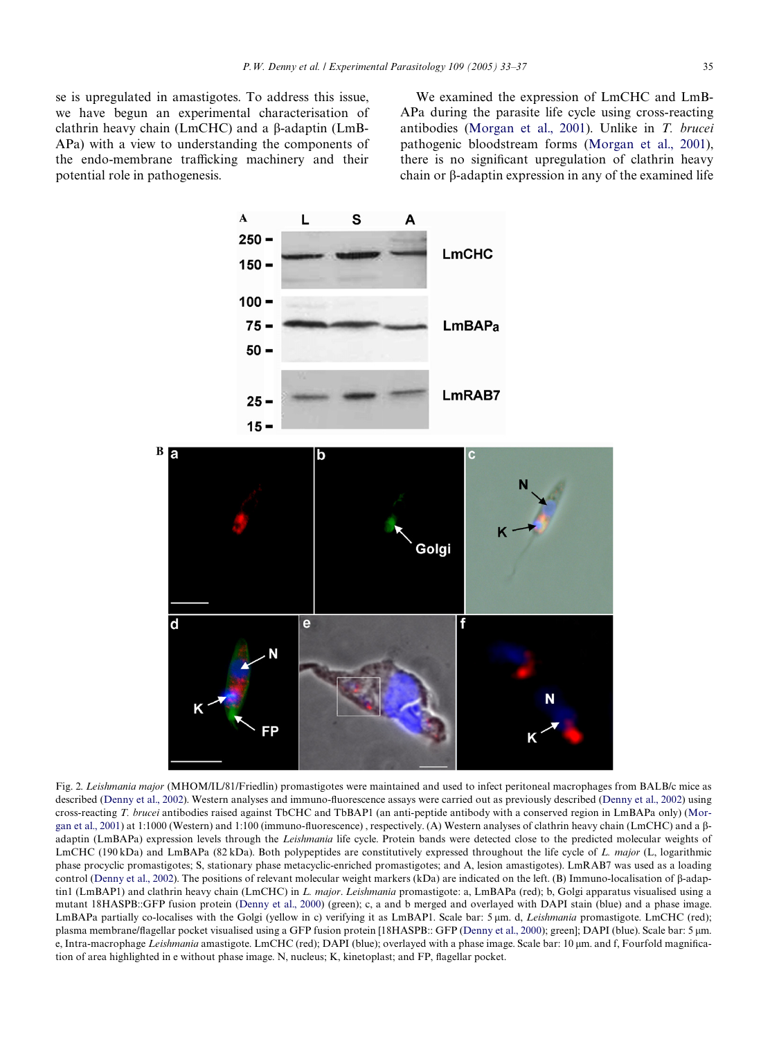se is upregulated in amastigotes. To address this issue, we have begun an experimental characterisation of clathrin heavy chain (LmCHC) and a β-adaptin (LmB-APa) with a view to understanding the components of the endo-membrane trafficking machinery and their potential role in pathogenesis.

We examined the expression of LmCHC and LmB-APa during the parasite life cycle using cross-reacting antibodies (Morgan et al., 2001). Unlike in *T. brucei* pathogenic bloodstream forms (Morgan et al., 2001), there is no significant upregulation of clathrin heavy chain or β-adaptin expression in any of the examined life

Fig. 2. *Leishmania major* (MHOM/IL/81/Friedlin) promastigotes were maintained and used to infect peritoneal macrophages from BALB/c mice as described (Denny et al., 2002). Western analyses and immuno-fluorescence assays were carried out as previously described (Denny et al., 2002) using cross-reacting *T. brucei* antibodies raised against TbCHC and TbBAP1 (an anti-peptide antibody with a conserved region in LmBAPa only) (Morgan et al., 2001) at 1:1000 (Western) and 1:100 (immuno-fluorescence) , respectively. (A) Western analyses of clathrin heavy chain (LmCHC) and a β-adaptin (LmBAPa) expression levels through the *Leishmania* life cycle. Protein bands were detected close to the predicted molecular weights of LmCHC (190 kDa) and LmBAPa (82 kDa). Both polypeptides are constitutively expressed throughout the life cycle of *L. major* (L, logarithmic phase procyclic promastigotes; S, stationary phase metacyclic-enriched promastigotes; and A, lesion amastigotes). LmRAB7 was used as a loading control (Denny et al., 2002). The positions of relevant molecular weight markers (kDa) are indicated on the left. (B) Immuno-localisation of β-adaptin1 (LmBAP1) and clathrin heavy chain (LmCHC) in *L. major*. *Leishmania* promastigote: a, LmBAPa (red); b, Golgi apparatus visualised using a mutant 18HASPB::GFP fusion protein (Denny et al., 2000) (green); c, a and b merged and overlayed with DAPI stain (blue) and a phase image. LmBAPa partially co-localises with the Golgi (yellow in c) verifying it as LmBAP1. Scale bar: 5 μm. d, *Leishmania* promastigote. LmCHC (red); plasma membrane/flagellar pocket visualised using a GFP fusion protein [18HASPB:: GFP (Denny et al., 2000); green]; DAPI (blue). Scale bar: 5 μm. e, Intra-macrophage *Leishmania* amastigote. LmCHC (red); DAPI (blue); overlayed with a phase image. Scale bar: 10 μm. and f, Fourfold magnification of area highlighted in e without phase image. N, nucleus; K, kinetoplast; and FP, flagellar pocket.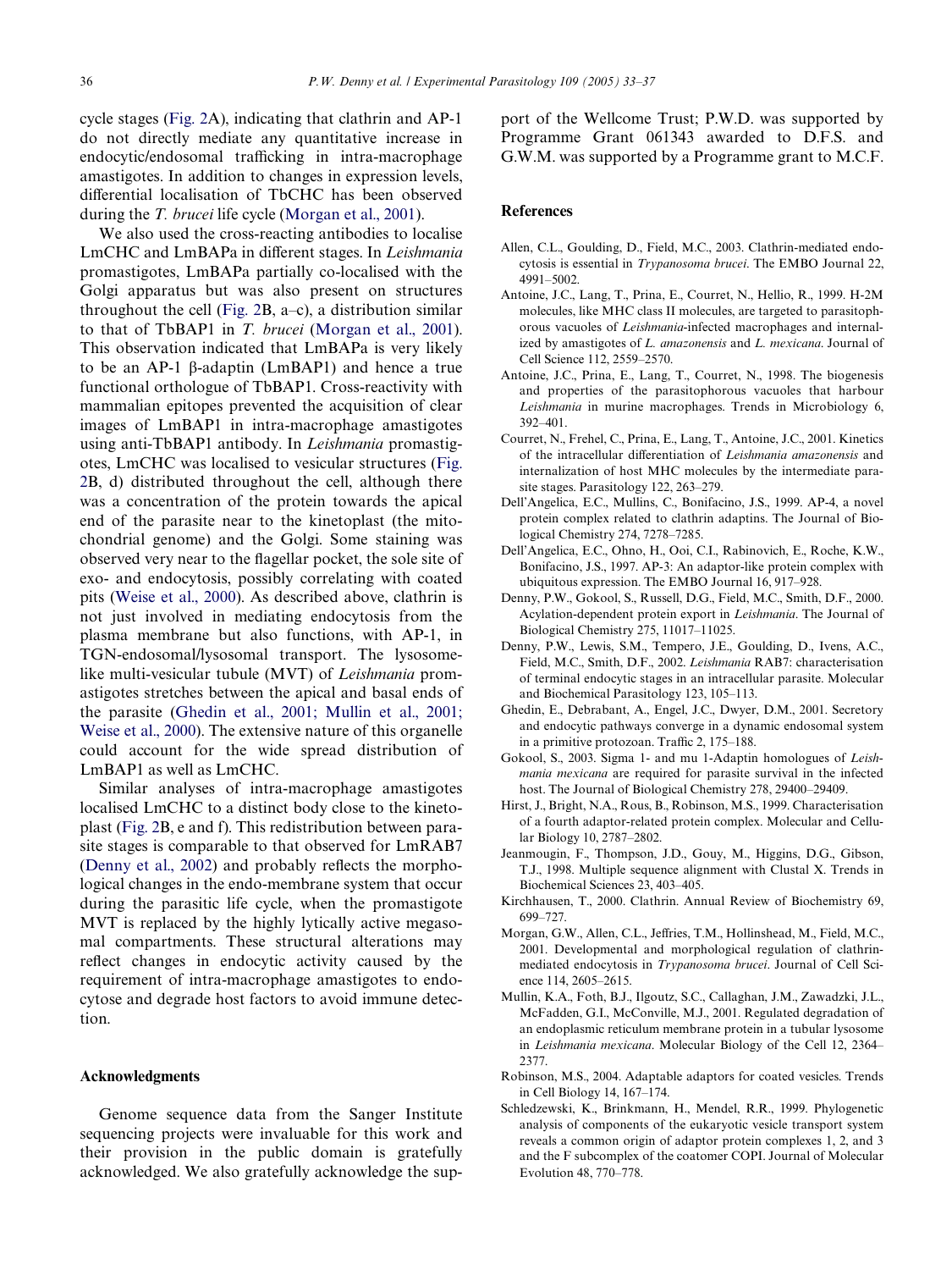cycle stages (Fig. 2A), indicating that clathrin and AP-1 do not directly mediate any quantitative increase in endocytic/endosomal trafficking in intra-macrophage amastigotes. In addition to changes in expression levels, differential localisation of TbCHC has been observed during the *T. brucei* life cycle (Morgan et al., 2001).

We also used the cross-reacting antibodies to localise LmCHC and LmBAPa in different stages. In *Leishmania* promastigotes, LmBAPa partially co-localised with the Golgi apparatus but was also present on structures throughout the cell (Fig. 2B, a–c), a distribution similar to that of TbBAP1 in *T. brucei* (Morgan et al., 2001). This observation indicated that LmBAPa is very likely to be an AP-1 β-adaptin (LmBAP1) and hence a true functional orthologue of TbBAP1. Cross-reactivity with mammalian epitopes prevented the acquisition of clear images of LmBAP1 in intra-macrophage amastigotes using anti-TbBAP1 antibody. In *Leishmania* promastigotes, LmCHC was localised to vesicular structures (Fig. 2B, d) distributed throughout the cell, although there was a concentration of the protein towards the apical end of the parasite near to the kinetoplast (the mitochondrial genome) and the Golgi. Some staining was observed very near to the flagellar pocket, the sole site of exo- and endocytosis, possibly correlating with coated pits (Weise et al., 2000). As described above, clathrin is not just involved in mediating endocytosis from the plasma membrane but also functions, with AP-1, in TGN-endosomal/lysosomal transport. The lysosome-like multi-vesicular tubule (MVT) of *Leishmania* promastigotes stretches between the apical and basal ends of the parasite (Ghedin et al., 2001; Mullin et al., 2001; Weise et al., 2000). The extensive nature of this organelle could account for the wide spread distribution of LmBAP1 as well as LmCHC.

Similar analyses of intra-macrophage amastigotes localised LmCHC to a distinct body close to the kinetoplast (Fig. 2B, e and f). This redistribution between parasite stages is comparable to that observed for LmRAB7 (Denny et al., 2002) and probably reflects the morphological changes in the endo-membrane system that occur during the parasitic life cycle, when the promastigote MVT is replaced by the highly lytically active megasomal compartments. These structural alterations may reflect changes in endocytic activity caused by the requirement of intra-macrophage amastigotes to endocytose and degrade host factors to avoid immune detection.

## Acknowledgments

Genome sequence data from the Sanger Institute sequencing projects were invaluable for this work and their provision in the public domain is gratefully acknowledged. We also gratefully acknowledge the support of the Wellcome Trust; P.W.D. was supported by Programme Grant 061343 awarded to D.F.S. and G.W.M. was supported by a Programme grant to M.C.F.

## References

Allen, C.L., Goulding, D., Field, M.C., 2003. Clathrin-mediated endocytosis is essential in *Trypanosoma brucei*. The EMBO Journal 22, 4991–5002.

Antoine, J.C., Lang, T., Prina, E., Courret, N., Hellio, R., 1999. H-2M molecules, like MHC class II molecules, are targeted to parasitophorous vacuoles of *Leishmania*-infected macrophages and internalized by amastigotes of *L. amazonensis* and *L. mexicana*. Journal of Cell Science 112, 2559–2570.

Antoine, J.C., Prina, E., Lang, T., Courret, N., 1998. The biogenesis and properties of the parasitophorous vacuoles that harbour *Leishmania* in murine macrophages. Trends in Microbiology 6, 392–401.

Courret, N., Frehel, C., Prina, E., Lang, T., Antoine, J.C., 2001. Kinetics of the intracellular differentiation of *Leishmania amazonensis* and internalization of host MHC molecules by the intermediate parasite stages. Parasitology 122, 263–279.

Dell'Angelica, E.C., Mullins, C., Bonifacino, J.S., 1999. AP-4, a novel protein complex related to clathrin adaptins. The Journal of Biological Chemistry 274, 7278–7285.

Dell'Angelica, E.C., Ohno, H., Ooi, C.I., Rabinovich, E., Roche, K.W., Bonifacino, J.S., 1997. AP-3: An adaptor-like protein complex with ubiquitous expression. The EMBO Journal 16, 917–928.

Denny, P.W., Gokool, S., Russell, D.G., Field, M.C., Smith, D.F., 2000. Acylation-dependent protein export in *Leishmania*. The Journal of Biological Chemistry 275, 11017–11025.

Denny, P.W., Lewis, S.M., Tempero, J.E., Goulding, D., Ivens, A.C., Field, M.C., Smith, D.F., 2002. *Leishmania* RAB7: characterisation of terminal endocytic stages in an intracellular parasite. Molecular and Biochemical Parasitology 123, 105–113.

Ghedin, E., Debrabant, A., Engel, J.C., Dwyer, D.M., 2001. Secretory and endocytic pathways converge in a dynamic endosomal system in a primitive protozoan. Traffic 2, 175–188.

Gokool, S., 2003. Sigma 1- and mu 1-Adaptin homologues of *Leishmania mexicana* are required for parasite survival in the infected host. The Journal of Biological Chemistry 278, 29400–29409.

Hirst, J., Bright, N.A., Rous, B., Robinson, M.S., 1999. Characterisation of a fourth adaptor-related protein complex. Molecular and Cellular Biology 10, 2787–2802.

Jeanmougin, F., Thompson, J.D., Gouy, M., Higgins, D.G., Gibson, T.J., 1998. Multiple sequence alignment with Clustal X. Trends in Biochemical Sciences 23, 403–405.

Kirchhausen, T., 2000. Clathrin. Annual Review of Biochemistry 69, 699–727.

Morgan, G.W., Allen, C.L., Jeffries, T.M., Hollinshead, M., Field, M.C., 2001. Developmental and morphological regulation of clathrin-mediated endocytosis in *Trypanosoma brucei*. Journal of Cell Science 114, 2605–2615.

Mullin, K.A., Foth, B.J., Ilgoutz, S.C., Callaghan, J.M., Zawadzki, J.L., McFadden, G.I., McConville, M.J., 2001. Regulated degradation of an endoplasmic reticulum membrane protein in a tubular lysosome in *Leishmania mexicana*. Molecular Biology of the Cell 12, 2364–2377.

Robinson, M.S., 2004. Adaptable adaptors for coated vesicles. Trends in Cell Biology 14, 167–174.

Schledzewski, K., Brinkmann, H., Mendel, R.R., 1999. Phylogenetic analysis of components of the eukaryotic vesicle transport system reveals a common origin of adaptor protein complexes 1, 2, and 3 and the F subcomplex of the coatomer COPI. Journal of Molecular Evolution 48, 770–778.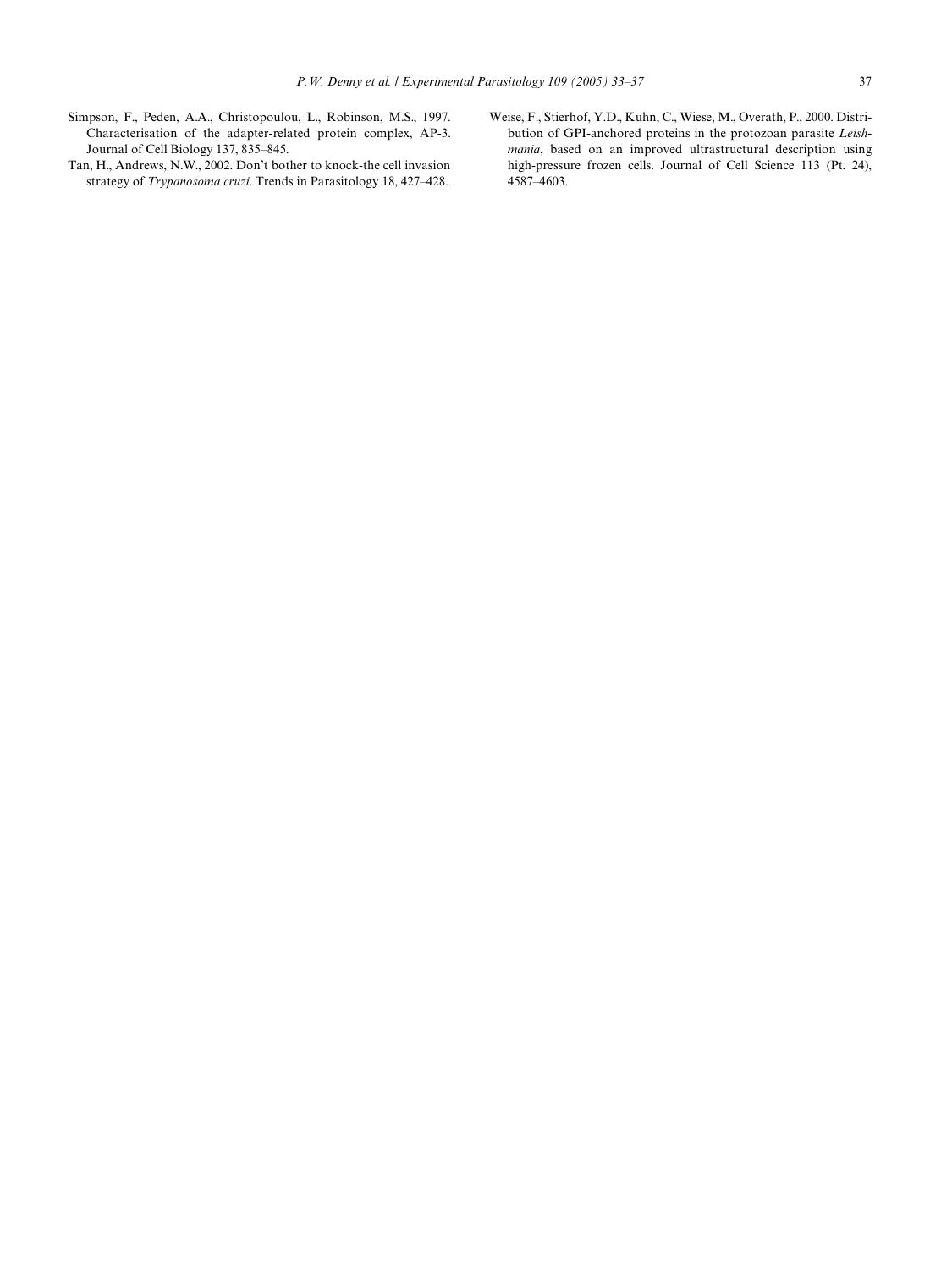Simpson, F., Peden, A.A., Christopoulou, L., Robinson, M.S., 1997. Characterisation of the adapter-related protein complex, AP-3. Journal of Cell Biology 137, 835–845.

Tan, H., Andrews, N.W., 2002. Don't bother to knock-the cell invasion strategy of *Trypanosoma cruzi*. Trends in Parasitology 18, 427–428.

Weise, F., Stierhof, Y.D., Kuhn, C., Wiese, M., Overath, P., 2000. Distribution of GPI-anchored proteins in the protozoan parasite *Leishmania*, based on an improved ultrastructural description using high-pressure frozen cells. Journal of Cell Science 113 (Pt. 24), 4587–4603.